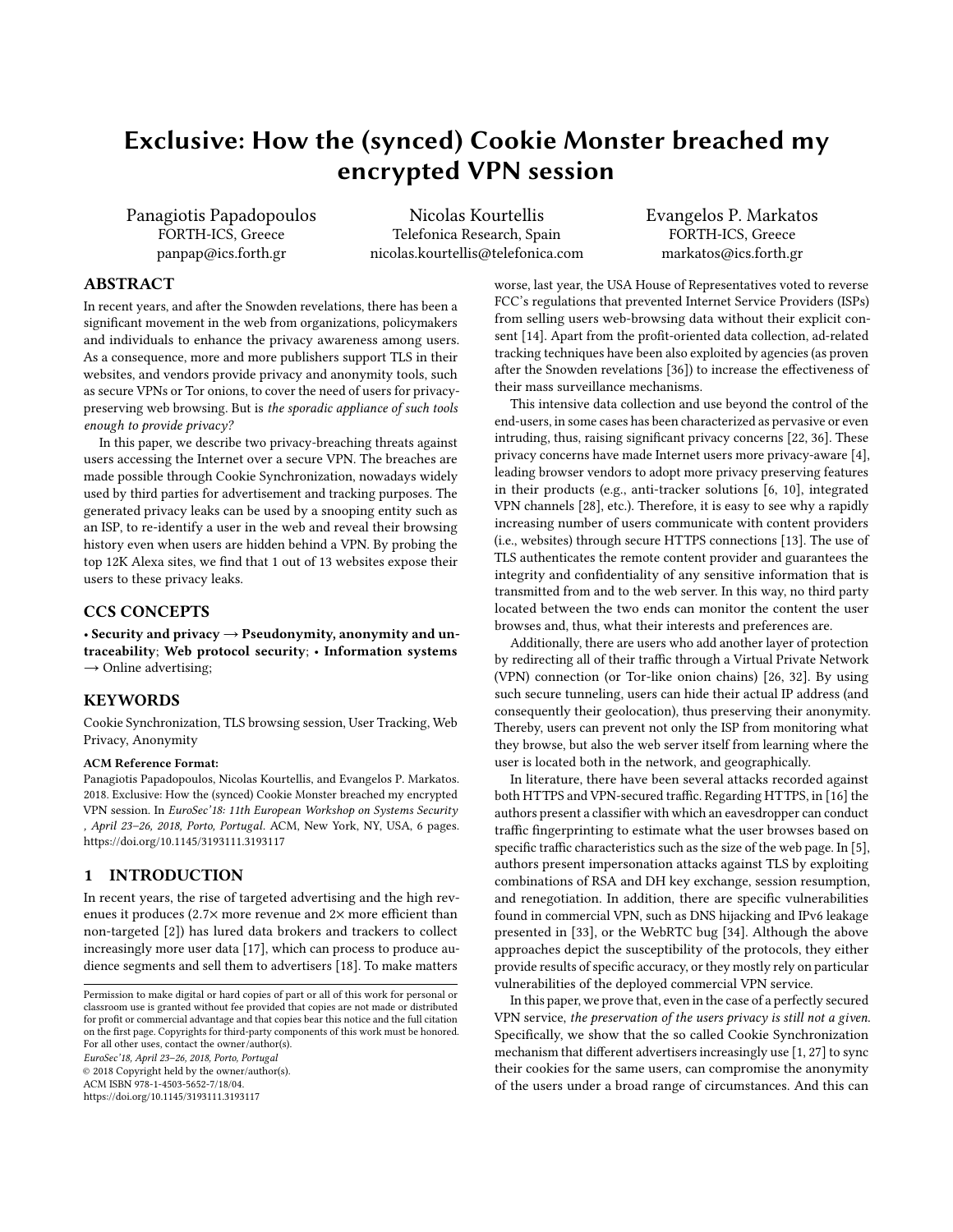# Exclusive: How the (synced) Cookie Monster breached my encrypted VPN session

Panagiotis Papadopoulos
FORTH-ICS, Greece
panpap@ics.forth.gr

Nicolas Kourtellis
Telefonica Research, Spain
nicolas.kourtellis@telefonica.com

Evangelos P. Markatos
FORTH-ICS, Greece
markatos@ics.forth.gr

## ABSTRACT

In recent years, and after the Snowden revelations, there has been a significant movement in the web from organizations, policymakers and individuals to enhance the privacy awareness among users. As a consequence, more and more publishers support TLS in their websites, and vendors provide privacy and anonymity tools, such as secure VPNs or Tor onions, to cover the need of users for privacy-preserving web browsing. But is *the sporadic appliance of such tools enough to provide privacy?*

In this paper, we describe two privacy-breaching threats against users accessing the Internet over a secure VPN. The breaches are made possible through Cookie Synchronization, nowadays widely used by third parties for advertisement and tracking purposes. The generated privacy leaks can be used by a snooping entity such as an ISP, to re-identify a user in the web and reveal their browsing history even when users are hidden behind a VPN. By probing the top 12K Alexa sites, we find that 1 out of 13 websites expose their users to these privacy leaks.

## CCS CONCEPTS

• **Security and privacy** → **Pseudonymity, anonymity and untraceability**; **Web protocol security**; • **Information systems** → Online advertising;

## KEYWORDS

Cookie Synchronization, TLS browsing session, User Tracking, Web Privacy, Anonymity

**ACM Reference Format:**
Panagiotis Papadopoulos, Nicolas Kourtellis, and Evangelos P. Markatos. 2018. Exclusive: How the (synced) Cookie Monster breached my encrypted VPN session. In *EuroSec'18: 11th European Workshop on Systems Security , April 23–26, 2018, Porto, Portugal.* ACM, New York, NY, USA, 6 pages. https://doi.org/10.1145/3193111.3193117

## 1 INTRODUCTION

In recent years, the rise of targeted advertising and the high revenues it produces (2.7× more revenue and 2× more efficient than non-targeted [2]) has lured data brokers and trackers to collect increasingly more user data [17], which can process to produce audience segments and sell them to advertisers [18]. To make matters worse, last year, the USA House of Representatives voted to reverse FCC's regulations that prevented Internet Service Providers (ISPs) from selling users web-browsing data without their explicit consent [14]. Apart from the profit-oriented data collection, ad-related tracking techniques have been also exploited by agencies (as proven after the Snowden revelations [36]) to increase the effectiveness of their mass surveillance mechanisms.

This intensive data collection and use beyond the control of the end-users, in some cases has been characterized as pervasive or even intruding, thus, raising significant privacy concerns [22, 36]. These privacy concerns have made Internet users more privacy-aware [4], leading browser vendors to adopt more privacy preserving features in their products (e.g., anti-tracker solutions [6, 10], integrated VPN channels [28], etc.). Therefore, it is easy to see why a rapidly increasing number of users communicate with content providers (i.e., websites) through secure HTTPS connections [13]. The use of TLS authenticates the remote content provider and guarantees the integrity and confidentiality of any sensitive information that is transmitted from and to the web server. In this way, no third party located between the two ends can monitor the content the user browses and, thus, what their interests and preferences are.

Additionally, there are users who add another layer of protection by redirecting all of their traffic through a Virtual Private Network (VPN) connection (or Tor-like onion chains) [26, 32]. By using such secure tunneling, users can hide their actual IP address (and consequently their geolocation), thus preserving their anonymity. Thereby, users can prevent not only the ISP from monitoring what they browse, but also the web server itself from learning where the user is located both in the network, and geographically.

In literature, there have been several attacks recorded against both HTTPS and VPN-secured traffic. Regarding HTTPS, in [16] the authors present a classifier with which an eavesdropper can conduct traffic fingerprinting to estimate what the user browses based on specific traffic characteristics such as the size of the web page. In [5], authors present impersonation attacks against TLS by exploiting combinations of RSA and DH key exchange, session resumption, and renegotiation. In addition, there are specific vulnerabilities found in commercial VPN, such as DNS hijacking and IPv6 leakage presented in [33], or the WebRTC bug [34]. Although the above approaches depict the susceptibility of the protocols, they either provide results of specific accuracy, or they mostly rely on particular vulnerabilities of the deployed commercial VPN service.

In this paper, we prove that, even in the case of a perfectly secured VPN service, *the preservation of the users privacy is still not a given.* Specifically, we show that the so called Cookie Synchronization mechanism that different advertisers increasingly use [1, 27] to sync their cookies for the same users, can compromise the anonymity of the users under a broad range of circumstances. And this can

Permission to make digital or hard copies of part or all of this work for personal or classroom use is granted without fee provided that copies are not made or distributed for profit or commercial advantage and that copies bear this notice and the full citation on the first page. Copyrights for third-party components of this work must be honored. For all other uses, contact the owner/author(s).
*EuroSec'18, April 23–26, 2018, Porto, Portugal*
© 2018 Copyright held by the owner/author(s).
ACM ISBN 978-1-4503-5652-7/18/04.
https://doi.org/10.1145/3193111.3193117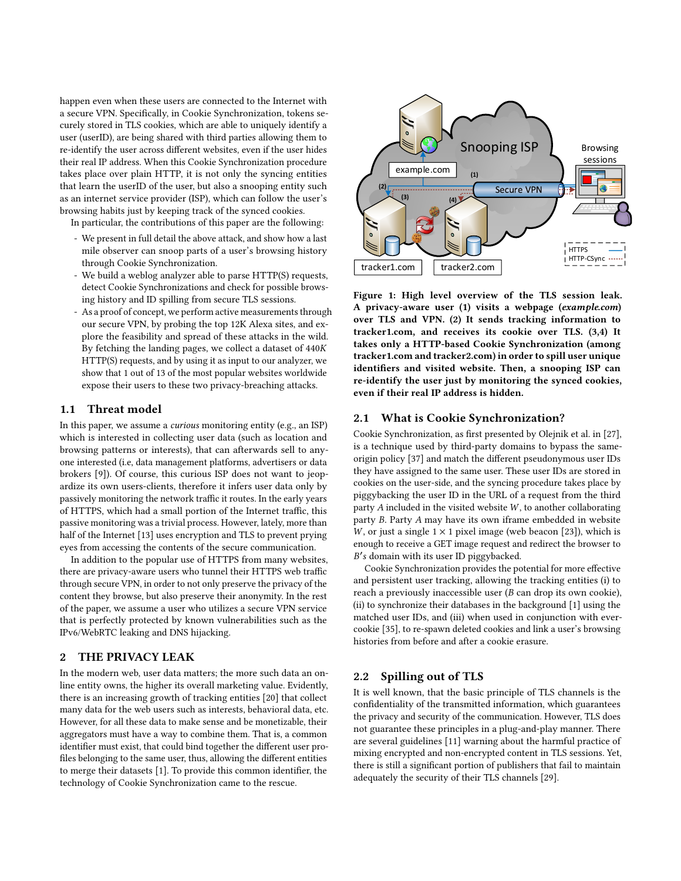happen even when these users are connected to the Internet with a secure VPN. Specifically, in Cookie Synchronization, tokens securely stored in TLS cookies, which are able to uniquely identify a user (userID), are being shared with third parties allowing them to re-identify the user across different websites, even if the user hides their real IP address. When this Cookie Synchronization procedure takes place over plain HTTP, it is not only the syncing entities that learn the userID of the user, but also a snooping entity such as an internet service provider (ISP), which can follow the user's browsing habits just by keeping track of the synced cookies.

In particular, the contributions of this paper are the following:

- We present in full detail the above attack, and show how a last mile observer can snoop parts of a user's browsing history through Cookie Synchronization.
- We build a weblog analyzer able to parse HTTP(S) requests, detect Cookie Synchronizations and check for possible browsing history and ID spilling from secure TLS sessions.
- As a proof of concept, we perform active measurements through our secure VPN, by probing the top 12K Alexa sites, and explore the feasibility and spread of these attacks in the wild. By fetching the landing pages, we collect a dataset of 440*K* HTTP(S) requests, and by using it as input to our analyzer, we show that 1 out of 13 of the most popular websites worldwide expose their users to these two privacy-breaching attacks.

### 1.1 Threat model

In this paper, we assume a *curious* monitoring entity (e.g., an ISP) which is interested in collecting user data (such as location and browsing patterns or interests), that can afterwards sell to anyone interested (i.e, data management platforms, advertisers or data brokers [9]). Of course, this curious ISP does not want to jeopardize its own users-clients, therefore it infers user data only by passively monitoring the network traffic it routes. In the early years of HTTPS, which had a small portion of the Internet traffic, this passive monitoring was a trivial process. However, lately, more than half of the Internet [13] uses encryption and TLS to prevent prying eyes from accessing the contents of the secure communication.

In addition to the popular use of HTTPS from many websites, there are privacy-aware users who tunnel their HTTPS web traffic through secure VPN, in order to not only preserve the privacy of the content they browse, but also preserve their anonymity. In the rest of the paper, we assume a user who utilizes a secure VPN service that is perfectly protected by known vulnerabilities such as the IPv6/WebRTC leaking and DNS hijacking.

## 2 THE PRIVACY LEAK

In the modern web, user data matters; the more such data an online entity owns, the higher its overall marketing value. Evidently, there is an increasing growth of tracking entities [20] that collect many data for the web users such as interests, behavioral data, etc. However, for all these data to make sense and be monetizable, their aggregators must have a way to combine them. That is, a common identifier must exist, that could bind together the different user profiles belonging to the same user, thus, allowing the different entities to merge their datasets [1]. To provide this common identifier, the technology of Cookie Synchronization came to the rescue.

**Figure 1: High level overview of the TLS session leak. A privacy-aware user (1) visits a webpage (*example.com*) over TLS and VPN. (2) It sends tracking information to tracker1.com, and receives its cookie over TLS. (3,4) It takes only a HTTP-based Cookie Synchronization (among tracker1.com and tracker2.com) in order to spill user unique identifiers and visited website. Then, a snooping ISP can re-identify the user just by monitoring the synced cookies, even if their real IP address is hidden.**

### 2.1 What is Cookie Synchronization?

Cookie Synchronization, as first presented by Olejnik et al. in [27], is a technique used by third-party domains to bypass the same-origin policy [37] and match the different pseudonymous user IDs they have assigned to the same user. These user IDs are stored in cookies on the user-side, and the syncing procedure takes place by piggybacking the user ID in the URL of a request from the third party $A$ included in the visited website $W$, to another collaborating party $B$. Party $A$ may have its own iframe embedded in website $W$, or just a single $1 \times 1$ pixel image (web beacon [23]), which is enough to receive a GET image request and redirect the browser to $B'$s domain with its user ID piggybacked.

Cookie Synchronization provides the potential for more effective and persistent user tracking, allowing the tracking entities (i) to reach a previously inaccessible user ($B$ can drop its own cookie), (ii) to synchronize their databases in the background [1] using the matched user IDs, and (iii) when used in conjunction with evercookie [35], to re-spawn deleted cookies and link a user's browsing histories from before and after a cookie erasure.

### 2.2 Spilling out of TLS

It is well known, that the basic principle of TLS channels is the confidentiality of the transmitted information, which guarantees the privacy and security of the communication. However, TLS does not guarantee these principles in a plug-and-play manner. There are several guidelines [11] warning about the harmful practice of mixing encrypted and non-encrypted content in TLS sessions. Yet, there is still a significant portion of publishers that fail to maintain adequately the security of their TLS channels [29].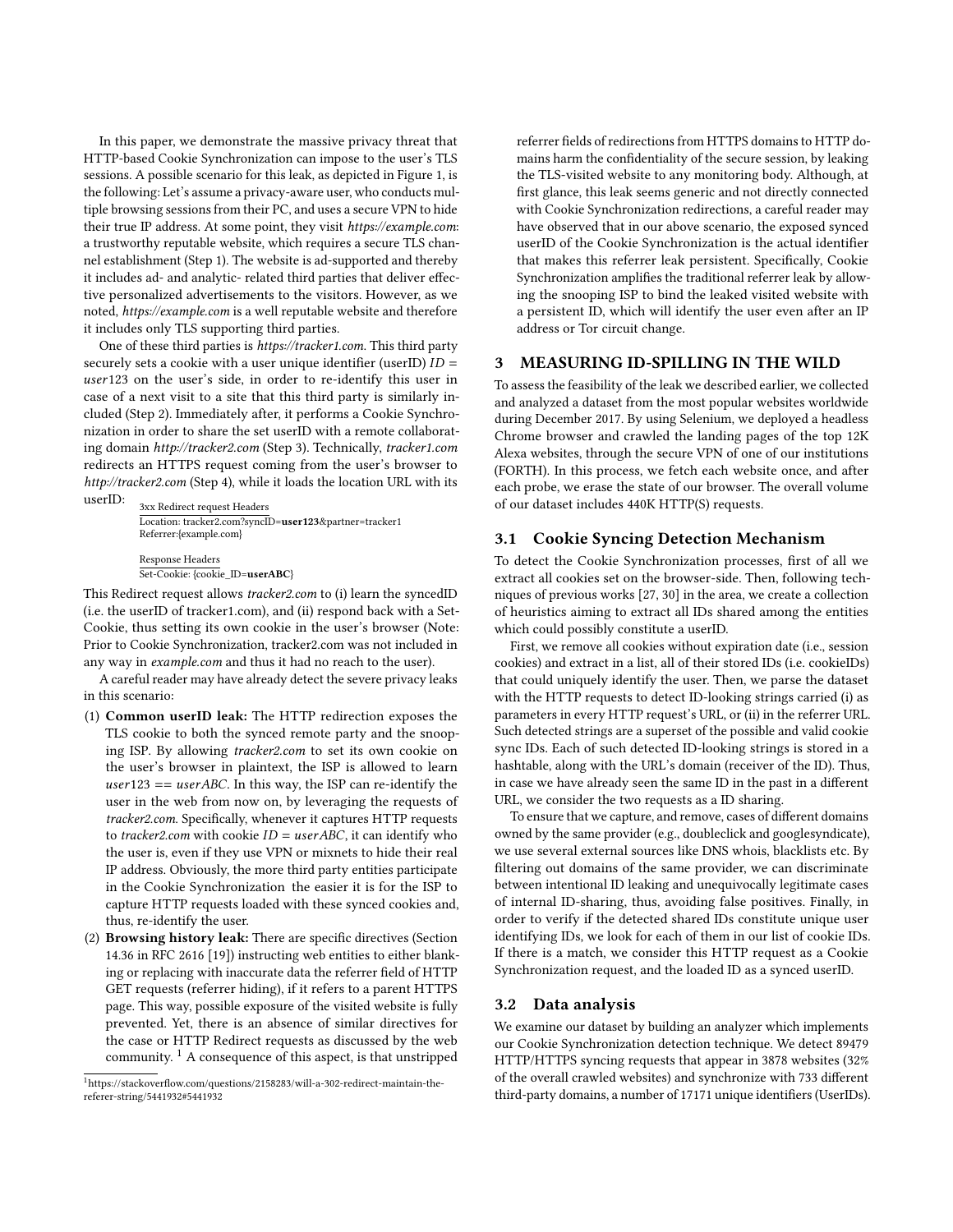In this paper, we demonstrate the massive privacy threat that HTTP-based Cookie Synchronization can impose to the user's TLS sessions. A possible scenario for this leak, as depicted in Figure 1, is the following: Let's assume a privacy-aware user, who conducts multiple browsing sessions from their PC, and uses a secure VPN to hide their true IP address. At some point, they visit *https://example.com*: a trustworthy reputable website, which requires a secure TLS channel establishment (Step 1). The website is ad-supported and thereby it includes ad- and analytic- related third parties that deliver effective personalized advertisements to the visitors. However, as we noted, *https://example.com* is a well reputable website and therefore it includes only TLS supporting third parties.

One of these third parties is *https://tracker1.com*. This third party securely sets a cookie with a user unique identifier (userID) $ID = user123$ on the user's side, in order to re-identify this user in case of a next visit to a site that this third party is similarly included (Step 2). Immediately after, it performs a Cookie Synchronization in order to share the set userID with a remote collaborating domain *http://tracker2.com* (Step 3). Technically, *tracker1.com* redirects an HTTPS request coming from the user's browser to *http://tracker2.com* (Step 4), while it loads the location URL with its userID:

```
3xx Redirect request Headers
Location: tracker2.com?syncID=user123&partner=tracker1
Referrer:{example.com}

Response Headers
Set-Cookie: {cookie_ID=userABC}
```

This Redirect request allows *tracker2.com* to (i) learn the syncedID (i.e. the userID of tracker1.com), and (ii) respond back with a Set-Cookie, thus setting its own cookie in the user's browser (Note: Prior to Cookie Synchronization, tracker2.com was not included in any way in *example.com* and thus it had no reach to the user).

A careful reader may have already detect the severe privacy leaks in this scenario:

1. **Common userID leak:** The HTTP redirection exposes the TLS cookie to both the synced remote party and the snooping ISP. By allowing *tracker2.com* to set its own cookie on the user's browser in plaintext, the ISP is allowed to learn $user123 == userABC$. In this way, the ISP can re-identify the user in the web from now on, by leveraging the requests of *tracker2.com*. Specifically, whenever it captures HTTP requests to *tracker2.com* with cookie $ID = userABC$, it can identify who the user is, even if they use VPN or mixnets to hide their real IP address. Obviously, the more third party entities participate in the Cookie Synchronization the easier it is for the ISP to capture HTTP requests loaded with these synced cookies and, thus, re-identify the user.
2. **Browsing history leak:** There are specific directives (Section 14.36 in RFC 2616 [19]) instructing web entities to either blanking or replacing with inaccurate data the referrer field of HTTP GET requests (referrer hiding), if it refers to a parent HTTPS page. This way, possible exposure of the visited website is fully prevented. Yet, there is an absence of similar directives for the case or HTTP Redirect requests as discussed by the web community. [1] A consequence of this aspect, is that unstripped referrer fields of redirections from HTTPS domains to HTTP domains harm the confidentiality of the secure session, by leaking the TLS-visited website to any monitoring body. Although, at first glance, this leak seems generic and not directly connected with Cookie Synchronization redirections, a careful reader may have observed that in our above scenario, the exposed synced userID of the Cookie Synchronization is the actual identifier that makes this referrer leak persistent. Specifically, Cookie Synchronization amplifies the traditional referrer leak by allowing the snooping ISP to bind the leaked visited website with a persistent ID, which will identify the user even after an IP address or Tor circuit change.

[1] https://stackoverflow.com/questions/2158283/will-a-302-redirect-maintain-the-referer-string/5441932#5441932

## 3 MEASURING ID-SPILLING IN THE WILD

To assess the feasibility of the leak we described earlier, we collected and analyzed a dataset from the most popular websites worldwide during December 2017. By using Selenium, we deployed a headless Chrome browser and crawled the landing pages of the top 12K Alexa websites, through the secure VPN of one of our institutions (FORTH). In this process, we fetch each website once, and after each probe, we erase the state of our browser. The overall volume of our dataset includes 440K HTTP(S) requests.

### 3.1 Cookie Syncing Detection Mechanism

To detect the Cookie Synchronization processes, first of all we extract all cookies set on the browser-side. Then, following techniques of previous works [27, 30] in the area, we create a collection of heuristics aiming to extract all IDs shared among the entities which could possibly constitute a userID.

First, we remove all cookies without expiration date (i.e., session cookies) and extract in a list, all of their stored IDs (i.e. cookieIDs) that could uniquely identify the user. Then, we parse the dataset with the HTTP requests to detect ID-looking strings carried (i) as parameters in every HTTP request's URL, or (ii) in the referrer URL. Such detected strings are a superset of the possible and valid cookie sync IDs. Each of such detected ID-looking strings is stored in a hashtable, along with the URL's domain (receiver of the ID). Thus, in case we have already seen the same ID in the past in a different URL, we consider the two requests as a ID sharing.

To ensure that we capture, and remove, cases of different domains owned by the same provider (e.g., doubleclick and googlesyndicate), we use several external sources like DNS whois, blacklists etc. By filtering out domains of the same provider, we can discriminate between intentional ID leaking and unequivocally legitimate cases of internal ID-sharing, thus, avoiding false positives. Finally, in order to verify if the detected shared IDs constitute unique user identifying IDs, we look for each of them in our list of cookie IDs. If there is a match, we consider this HTTP request as a Cookie Synchronization request, and the loaded ID as a synced userID.

### 3.2 Data analysis

We examine our dataset by building an analyzer which implements our Cookie Synchronization detection technique. We detect 89479 HTTP/HTTPS syncing requests that appear in 3878 websites (32% of the overall crawled websites) and synchronize with 733 different third-party domains, a number of 17171 unique identifiers (UserIDs).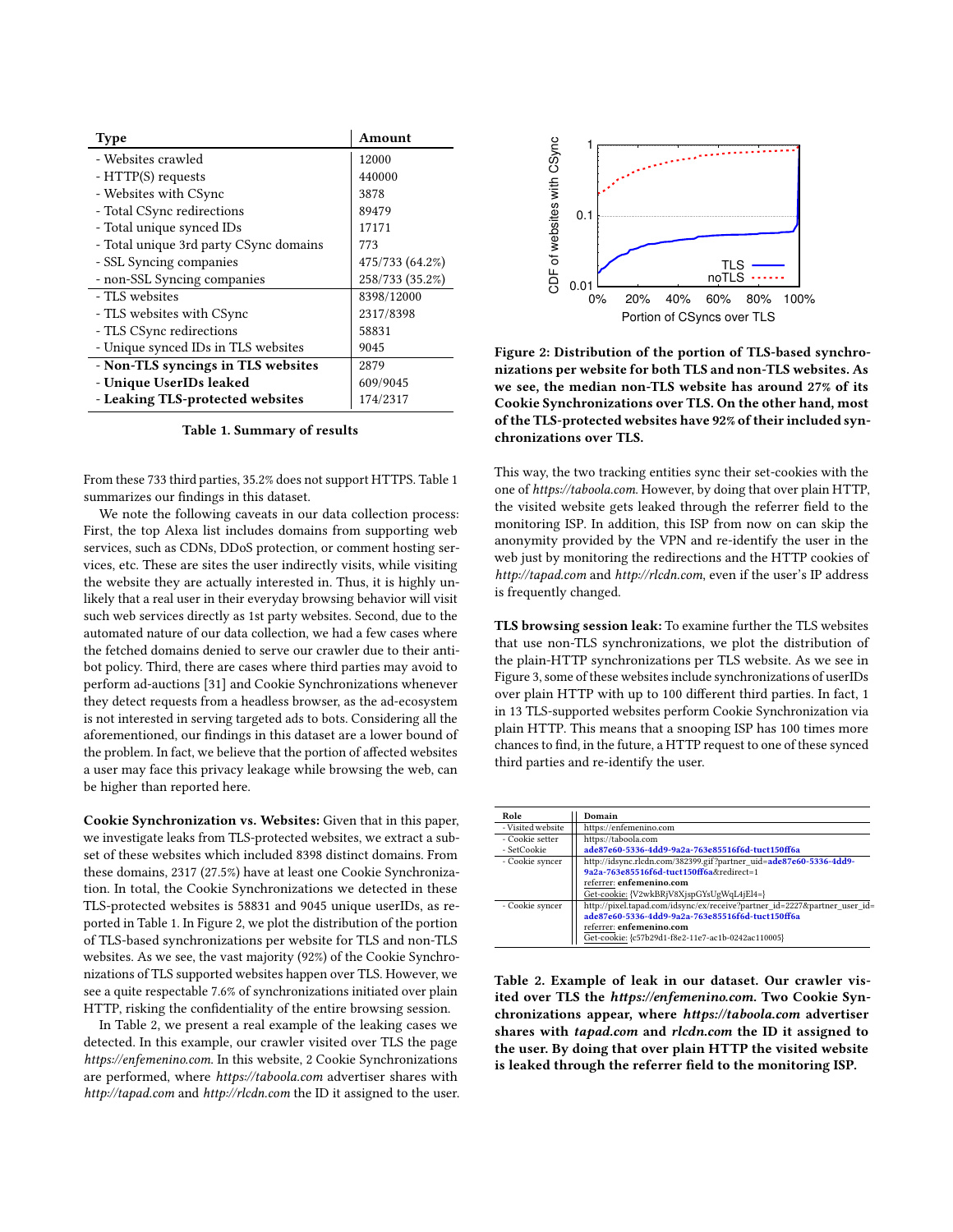| Type | Amount |
|---|---|
| - Websites crawled | 12000 |
| - HTTP(S) requests | 440000 |
| - Websites with CSync | 3878 |
| - Total CSync redirections | 89479 |
| - Total unique synced IDs | 17171 |
| - Total unique 3rd party CSync domains | 773 |
| - SSL Syncing companies | 475/733 (64.2%) |
| - non-SSL Syncing companies | 258/733 (35.2%) |
| - TLS websites | 8398/12000 |
| - TLS websites with CSync | 2317/8398 |
| - TLS CSync redirections | 58831 |
| - Unique synced IDs in TLS websites | 9045 |
| **- Non-TLS syncings in TLS websites** | 2879 |
| **- Unique UserIDs leaked** | 609/9045 |
| **- Leaking TLS-protected websites** | 174/2317 |

**Table 1. Summary of results**

From these 733 third parties, 35.2% does not support HTTPS. Table 1 summarizes our findings in this dataset.

We note the following caveats in our data collection process: First, the top Alexa list includes domains from supporting web services, such as CDNs, DDoS protection, or comment hosting services, etc. These are sites the user indirectly visits, while visiting the website they are actually interested in. Thus, it is highly unlikely that a real user in their everyday browsing behavior will visit such web services directly as 1st party websites. Second, due to the automated nature of our data collection, we had a few cases where the fetched domains denied to serve our crawler due to their anti-bot policy. Third, there are cases where third parties may avoid to perform ad-auctions [31] and Cookie Synchronizations whenever they detect requests from a headless browser, as the ad-ecosystem is not interested in serving targeted ads to bots. Considering all the aforementioned, our findings in this dataset are a lower bound of the problem. In fact, we believe that the portion of affected websites a user may face this privacy leakage while browsing the web, can be higher than reported here.

**Cookie Synchronization vs. Websites:** Given that in this paper, we investigate leaks from TLS-protected websites, we extract a subset of these websites which included 8398 distinct domains. From these domains, 2317 (27.5%) have at least one Cookie Synchronization. In total, the Cookie Synchronizations we detected in these TLS-protected websites is 58831 and 9045 unique userIDs, as reported in Table 1. In Figure 2, we plot the distribution of the portion of TLS-based synchronizations per website for TLS and non-TLS websites. As we see, the vast majority (92%) of the Cookie Synchronizations of TLS supported websites happen over TLS. However, we see a quite respectable 7.6% of synchronizations initiated over plain HTTP, risking the confidentiality of the entire browsing session.

In Table 2, we present a real example of the leaking cases we detected. In this example, our crawler visited over TLS the page *https://enfemenino.com*. In this website, 2 Cookie Synchronizations are performed, where *https://taboola.com* advertiser shares with *http://tapad.com* and *http://rlcdn.com* the ID it assigned to the user.

**Figure 2: Distribution of the portion of TLS-based synchronizations per website for both TLS and non-TLS websites. As we see, the median non-TLS website has around 27% of its Cookie Synchronizations over TLS. On the other hand, most of the TLS-protected websites have 92% of their included synchronizations over TLS.**

This way, the two tracking entities sync their set-cookies with the one of *https://taboola.com*. However, by doing that over plain HTTP, the visited website gets leaked through the referrer field to the monitoring ISP. In addition, this ISP from now on can skip the anonymity provided by the VPN and re-identify the user in the web just by monitoring the redirections and the HTTP cookies of *http://tapad.com* and *http://rlcdn.com*, even if the user's IP address is frequently changed.

**TLS browsing session leak:** To examine further the TLS websites that use non-TLS synchronizations, we plot the distribution of the plain-HTTP synchronizations per TLS website. As we see in Figure 3, some of these websites include synchronizations of userIDs over plain HTTP with up to 100 different third parties. In fact, 1 in 13 TLS-supported websites perform Cookie Synchronization via plain HTTP. This means that a snooping ISP has 100 times more chances to find, in the future, a HTTP request to one of these synced third parties and re-identify the user.

| Role | Domain |
|---|---|
| - Visited website | https://enfemenino.com |
| - Cookie setter<br>- SetCookie | https://taboola.com<br>**ade87e60-5336-4dd9-9a2a-763e85516f6d-tuct150ff6a** |
| - Cookie syncer | http://idsync.rlcdn.com/382399.gif?partner_uid=**ade87e60-5336-4dd9-9a2a-763e85516f6d-tuct150ff6a**&redirect=1<br>referrer: **enfemenino.com**<br>Get-cookie: {V2wkBRjV8XjspGYsUgWqL4jEl4=} |
| - Cookie syncer | http://pixel.tapad.com/idsync/ex/receive?partner_id=2227&partner_user_id=**ade87e60-5336-4dd9-9a2a-763e85516f6d-tuct150ff6a**<br>referrer: **enfemenino.com**<br>Get-cookie: {c57b29d1-f8e2-11e7-ac1b-0242ac110005} |

**Table 2. Example of leak in our dataset. Our crawler visited over TLS the *https://enfemenino.com*. Two Cookie Synchronizations appear, where *https://taboola.com* advertiser shares with *tapad.com* and *rlcdn.com* the ID it assigned to the user. By doing that over plain HTTP the visited website is leaked through the referrer field to the monitoring ISP.**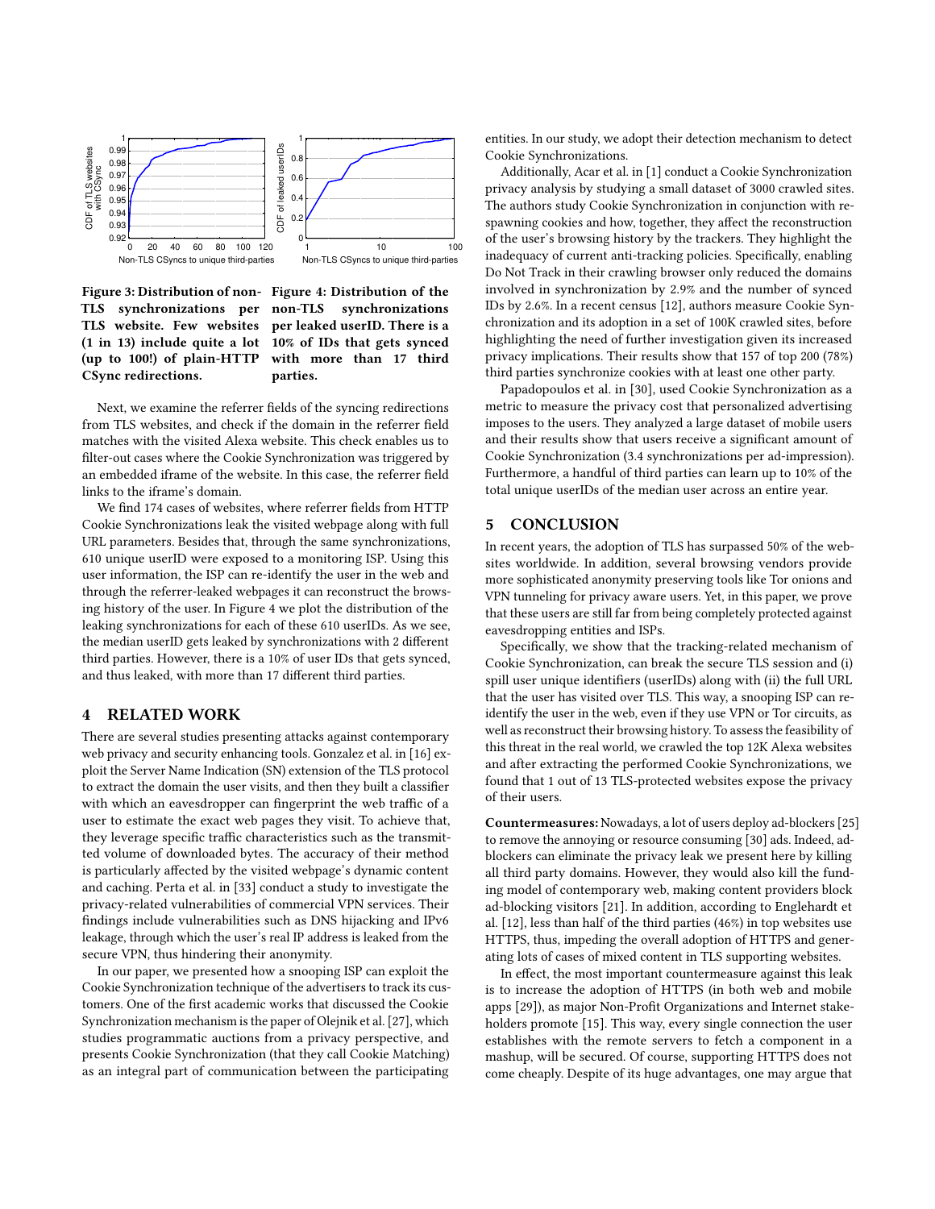Figure 3: Distribution of non-TLS synchronizations per TLS website. Few websites (1 in 13) include quite a lot (up to 100!) of plain-HTTP CSync redirections.

Figure 4: Distribution of the non-TLS synchronizations per leaked userID. There is a 10% of IDs that gets synced with more than 17 third parties.

Next, we examine the referrer fields of the syncing redirections from TLS websites, and check if the domain in the referrer field matches with the visited Alexa website. This check enables us to filter-out cases where the Cookie Synchronization was triggered by an embedded iframe of the website. In this case, the referrer field links to the iframe's domain.

We find 174 cases of websites, where referrer fields from HTTP Cookie Synchronizations leak the visited webpage along with full URL parameters. Besides that, through the same synchronizations, 610 unique userID were exposed to a monitoring ISP. Using this user information, the ISP can re-identify the user in the web and through the referrer-leaked webpages it can reconstruct the browsing history of the user. In Figure 4 we plot the distribution of the leaking synchronizations for each of these 610 userIDs. As we see, the median userID gets leaked by synchronizations with 2 different third parties. However, there is a 10% of user IDs that gets synced, and thus leaked, with more than 17 different third parties.

## 4 RELATED WORK

There are several studies presenting attacks against contemporary web privacy and security enhancing tools. Gonzalez et al. in [16] exploit the Server Name Indication (SN) extension of the TLS protocol to extract the domain the user visits, and then they built a classifier with which an eavesdropper can fingerprint the web traffic of a user to estimate the exact web pages they visit. To achieve that, they leverage specific traffic characteristics such as the transmitted volume of downloaded bytes. The accuracy of their method is particularly affected by the visited webpage's dynamic content and caching. Perta et al. in [33] conduct a study to investigate the privacy-related vulnerabilities of commercial VPN services. Their findings include vulnerabilities such as DNS hijacking and IPv6 leakage, through which the user's real IP address is leaked from the secure VPN, thus hindering their anonymity.

In our paper, we presented how a snooping ISP can exploit the Cookie Synchronization technique of the advertisers to track its customers. One of the first academic works that discussed the Cookie Synchronization mechanism is the paper of Olejnik et al. [27], which studies programmatic auctions from a privacy perspective, and presents Cookie Synchronization (that they call Cookie Matching) as an integral part of communication between the participating entities. In our study, we adopt their detection mechanism to detect Cookie Synchronizations.

Additionally, Acar et al. in [1] conduct a Cookie Synchronization privacy analysis by studying a small dataset of 3000 crawled sites. The authors study Cookie Synchronization in conjunction with respawning cookies and how, together, they affect the reconstruction of the user's browsing history by the trackers. They highlight the inadequacy of current anti-tracking policies. Specifically, enabling Do Not Track in their crawling browser only reduced the domains involved in synchronization by 2.9% and the number of synced IDs by 2.6%. In a recent census [12], authors measure Cookie Synchronization and its adoption in a set of 100K crawled sites, before highlighting the need of further investigation given its increased privacy implications. Their results show that 157 of top 200 (78%) third parties synchronize cookies with at least one other party.

Papadopoulos et al. in [30], used Cookie Synchronization as a metric to measure the privacy cost that personalized advertising imposes to the users. They analyzed a large dataset of mobile users and their results show that users receive a significant amount of Cookie Synchronization (3.4 synchronizations per ad-impression). Furthermore, a handful of third parties can learn up to 10% of the total unique userIDs of the median user across an entire year.

## 5 CONCLUSION

In recent years, the adoption of TLS has surpassed 50% of the websites worldwide. In addition, several browsing vendors provide more sophisticated anonymity preserving tools like Tor onions and VPN tunneling for privacy aware users. Yet, in this paper, we prove that these users are still far from being completely protected against eavesdropping entities and ISPs.

Specifically, we show that the tracking-related mechanism of Cookie Synchronization, can break the secure TLS session and (i) spill user unique identifiers (userIDs) along with (ii) the full URL that the user has visited over TLS. This way, a snooping ISP can re-identify the user in the web, even if they use VPN or Tor circuits, as well as reconstruct their browsing history. To assess the feasibility of this threat in the real world, we crawled the top 12K Alexa websites and after extracting the performed Cookie Synchronizations, we found that 1 out of 13 TLS-protected websites expose the privacy of their users.

**Countermeasures:** Nowadays, a lot of users deploy ad-blockers [25] to remove the annoying or resource consuming [30] ads. Indeed, ad-blockers can eliminate the privacy leak we present here by killing all third party domains. However, they would also kill the funding model of contemporary web, making content providers block ad-blocking visitors [21]. In addition, according to Englehardt et al. [12], less than half of the third parties (46%) in top websites use HTTPS, thus, impeding the overall adoption of HTTPS and generating lots of cases of mixed content in TLS supporting websites.

In effect, the most important countermeasure against this leak is to increase the adoption of HTTPS (in both web and mobile apps [29]), as major Non-Profit Organizations and Internet stakeholders promote [15]. This way, every single connection the user establishes with the remote servers to fetch a component in a mashup, will be secured. Of course, supporting HTTPS does not come cheaply. Despite of its huge advantages, one may argue that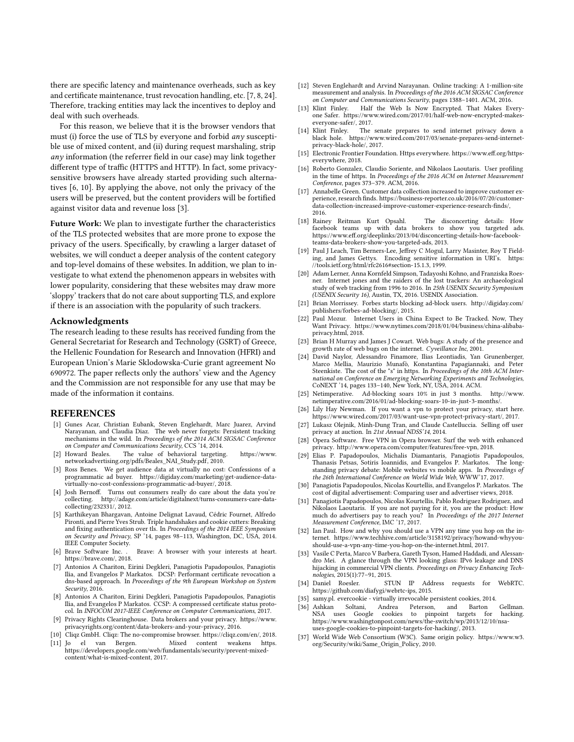there are specific latency and maintenance overheads, such as key and certificate maintenance, trust revocation handling, etc. [7, 8, 24]. Therefore, tracking entities may lack the incentives to deploy and deal with such overheads.

For this reason, we believe that it is the browser vendors that must (i) force the use of TLS by everyone and forbid *any* susceptible use of mixed content, and (ii) during request marshaling, strip *any* information (the referrer field in our case) may link together different type of traffic (HTTPS and HTTP). In fact, some privacy-sensitive browsers have already started providing such alternatives [6, 10]. By applying the above, not only the privacy of the users will be preserved, but the content providers will be fortified against visitor data and revenue loss [3].

**Future Work:** We plan to investigate further the characteristics of the TLS protected websites that are more prone to expose the privacy of the users. Specifically, by crawling a larger dataset of websites, we will conduct a deeper analysis of the content category and top-level domains of these websites. In addition, we plan to investigate to what extend the phenomenon appears in websites with lower popularity, considering that these websites may draw more 'sloppy' trackers that do not care about supporting TLS, and explore if there is an association with the popularity of such trackers.

### Acknowledgments

The research leading to these results has received funding from the General Secretariat for Research and Technology (GSRT) of Greece, the Hellenic Foundation for Research and Innovation (HFRI) and European Union's Marie Sklodowska-Curie grant agreement No 690972. The paper reflects only the authors' view and the Agency and the Commission are not responsible for any use that may be made of the information it contains.

## REFERENCES

- [1] Gunes Acar, Christian Eubank, Steven Englehardt, Marc Juarez, Arvind Narayanan, and Claudia Diaz. The web never forgets: Persistent tracking mechanisms in the wild. In *Proceedings of the 2014 ACM SIGSAC Conference on Computer and Communications Security*, CCS '14, 2014.
- [2] Howard Beales. The value of behavioral targeting. https://www.networkadvertising.org/pdfs/Beales_NAI_Study.pdf, 2010.
- [3] Ross Benes. We get audience data at virtually no cost: Confessions of a programmatic ad buyer. https://digiday.com/marketing/get-audience-data-virtually-no-cost-confessions-programmatic-ad-buyer/, 2018.
- [4] Josh Bernoff. Turns out consumers really do care about the data you're collecting. http://adage.com/article/digitalnext/turns-consumers-care-data-collecting/232331/, 2012.
- [5] Karthikeyan Bhargavan, Antoine Delignat Lavaud, Cédric Fournet, Alfredo Pironti, and Pierre Yves Strub. Triple handshakes and cookie cutters: Breaking and fixing authentication over tls. In *Proceedings of the 2014 IEEE Symposium on Security and Privacy*, SP '14, pages 98–113, Washington, DC, USA, 2014. IEEE Computer Society.
- [6] Brave Software Inc. . Brave: A browser with your interests at heart. https://brave.com/, 2018.
- [7] Antonios A Chariton, Eirini Degkleri, Panagiotis Papadopoulos, Panagiotis Ilia, and Evangelos P Markatos. DCSP: Performant certificate revocation a dns-based approach. In *Proceedings of the 9th European Workshop on System Security*, 2016.
- [8] Antonios A Chariton, Eirini Degkleri, Panagiotis Papadopoulos, Panagiotis Ilia, and Evangelos P Markatos. CCSP: A compressed certificate status protocol. In *INFOCOM 2017-IEEE Conference on Computer Communications*, 2017.
- [9] Privacy Rights Clearinghouse. Data brokers and your privacy. https://www.privacyrights.org/content/data-brokers-and-your-privacy, 2016.
- [10] Cliqz GmbH. Cliqz: The no-compromise browser. https://cliqz.com/en/, 2018.
- [11] Jo el van Bergen. Mixed content weakens https. https://developers.google.com/web/fundamentals/security/prevent-mixed-content/what-is-mixed-content, 2017.
- [12] Steven Englehardt and Arvind Narayanan. Online tracking: A 1-million-site measurement and analysis. In *Proceedings of the 2016 ACM SIGSAC Conference on Computer and Communications Security*, pages 1388–1401. ACM, 2016.
- [13] Klint Finley. Half the Web Is Now Encrypted. That Makes Everyone Safer. https://www.wired.com/2017/01/half-web-now-encrypted-makes-everyone-safer/, 2017.
- [14] Klint Finley. The senate prepares to send internet privacy down a black hole. https://www.wired.com/2017/03/senate-prepares-send-internet-privacy-black-hole/, 2017.
- [15] Electronic Frontier Foundation. Https everywhere. https://www.eff.org/https-everywhere, 2018.
- [16] Roberto Gonzalez, Claudio Soriente, and Nikolaos Laoutaris. User profiling in the time of https. In *Proceedings of the 2016 ACM on Internet Measurement Conference*, pages 373–379. ACM, 2016.
- [17] Annabelle Green. Customer data collection increased to improve customer experience, research finds. https://business-reporter.co.uk/2016/07/20/customer-data-collection-increased-improve-customer-experience-research-finds/, 2016.
- [18] Rainey Reitman Kurt Opsahl. The disconcerting details: How facebook teams up with data brokers to show you targeted ads. https://www.eff.org/deeplinks/2013/04/disconcerting-details-how-facebook-teams-data-brokers-show-you-targeted-ads, 2013.
- [19] Paul J Leach, Tim Berners-Lee, Jeffrey C Mogul, Larry Masinter, Roy T Fielding, and James Gettys. Encoding sensitive information in URI's. https://tools.ietf.org/html/rfc2616#section-15.1.3, 1999.
- [20] Adam Lerner, Anna Kornfeld Simpson, Tadayoshi Kohno, and Franziska Roesner. Internet jones and the raiders of the lost trackers: An archaeological study of web tracking from 1996 to 2016. In *25th USENIX Security Symposium (USENIX Security 16)*, Austin, TX, 2016. USENIX Association.
- [21] Brian Morrissey. Forbes starts blocking ad-block users. http://digiday.com/publishers/forbes-ad-blocking/, 2015.
- [22] Paul Mozur. Internet Users in China Expect to Be Tracked. Now, They Want Privacy. https://www.nytimes.com/2018/01/04/business/china-alibaba-privacy.html, 2018.
- [23] Brian H Murray and James J Cowart. Web bugs: A study of the presence and growth rate of web bugs on the internet. *Cyveillance Inc*, 2001.
- [24] David Naylor, Alessandro Finamore, Ilias Leontiadis, Yan Grunenberger, Marco Mellia, Maurizio Munafò, Konstantina Papagiannaki, and Peter Steenkiste. The cost of the "s" in https. In *Proceedings of the 10th ACM International on Conference on Emerging Networking Experiments and Technologies*, CoNEXT '14, pages 133–140, New York, NY, USA, 2014. ACM.
- [25] Netimperative. Ad-blocking soars 10% in just 3 months. http://www.netimperative.com/2016/01/ad-blocking-soars-10-in-just-3-months/.
- [26] Lily Hay Newman. If you want a vpn to protect your privacy, start here. https://www.wired.com/2017/03/want-use-vpn-protect-privacy-start/, 2017.
- [27] Lukasz Olejnik, Minh-Dung Tran, and Claude Castelluccia. Selling off user privacy at auction. In *21st Annual NDSS'14*, 2014.
- [28] Opera Software. Free VPN in Opera browser. Surf the web with enhanced privacy. http://www.opera.com/computer/features/free-vpn, 2018.
- [29] Elias P. Papadopoulos, Michalis Diamantaris, Panagiotis Papadopoulos, Thanasis Petsas, Sotiris Ioannidis, and Evangelos P. Markatos. The long-standing privacy debate: Mobile websites vs mobile apps. In *Proceedings of the 26th International Conference on World Wide Web*, WWW'17, 2017.
- [30] Panagiotis Papadopoulos, Nicolas Kourtellis, and Evangelos P. Markatos. The cost of digital advertisement: Comparing user and advertiser views, 2018.
- [31] Panagiotis Papadopoulos, Nicolas Kourtellis, Pablo Rodriguez Rodriguez, and Nikolaos Laoutaris. If you are not paying for it, you are the product: How much do advertisers pay to reach you? In *Proceedings of the 2017 Internet Measurement Conference*, IMC '17, 2017.
- [32] Ian Paul. How and why you should use a VPN any time you hop on the internet. https://www.techhive.com/article/3158192/privacy/howand-whyyou-should-use-a-vpn-any-time-you-hop-on-the-internet.html, 2017.
- [33] Vasile C Perta, Marco V Barbera, Gareth Tyson, Hamed Haddadi, and Alessandro Mei. A glance through the VPN looking glass: IPv6 leakage and DNS hijacking in commercial VPN clients. *Proceedings on Privacy Enhancing Technologies*, 2015(1):77–91, 2015.
- [34] Daniel Roesler. STUN IP Address requests for WebRTC. https://github.com/diafygi/webrtc-ips, 2015.
- [35] samy.pl. evercookie - virtually irrevocable persistent cookies, 2014.
- [36] Ashkan Soltani, Andrea Peterson, and Barton Gellman. NSA uses Google cookies to pinpoint targets for hacking. https://www.washingtonpost.com/news/the-switch/wp/2013/12/10/nsa-uses-google-cookies-to-pinpoint-targets-for-hacking/, 2013.
- [37] World Wide Web Consortium (W3C). Same origin policy. https://www.w3.org/Security/wiki/Same_Origin_Policy, 2010.